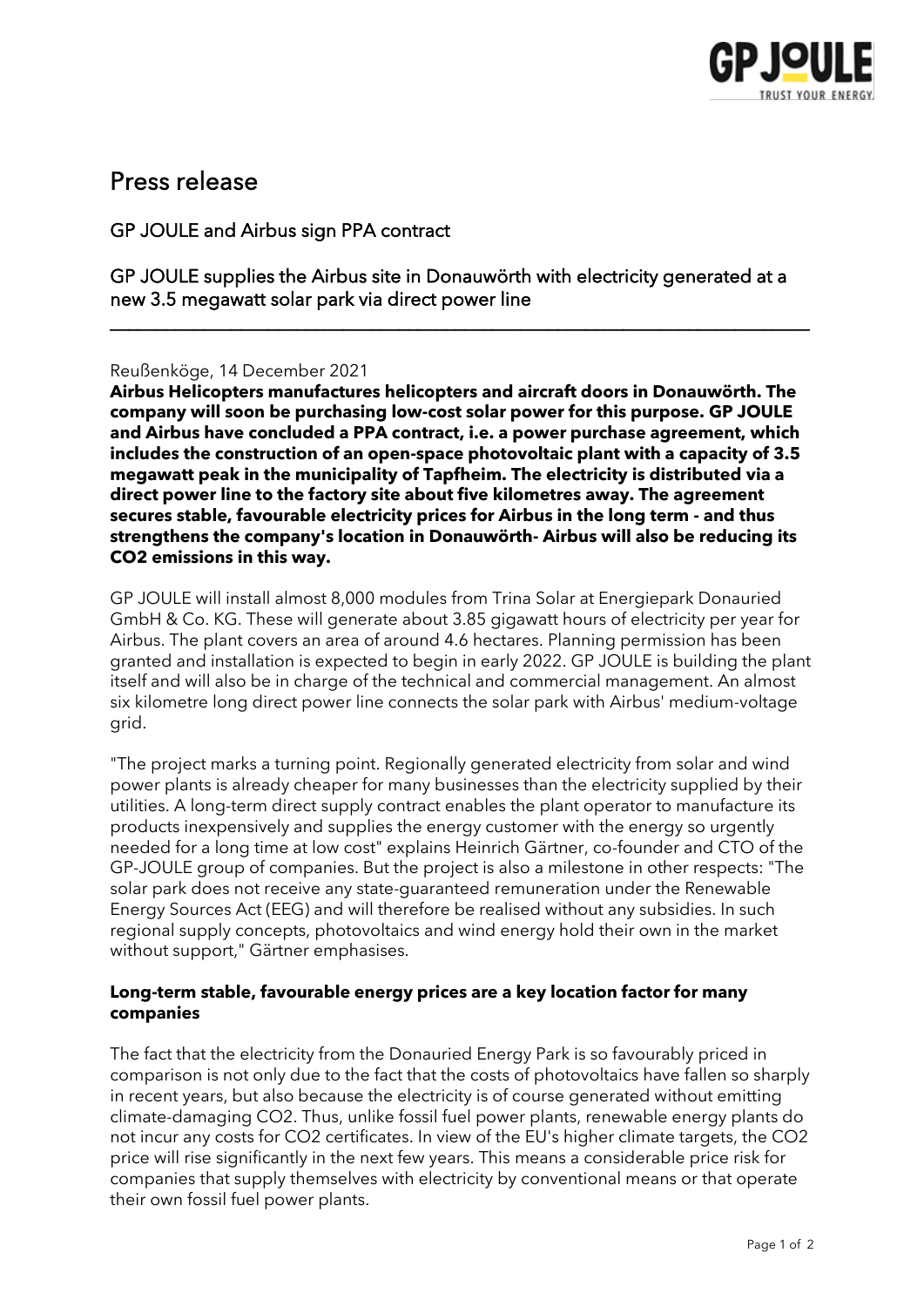# Press release

## GP JOULE and Airbus sign PPA contract

### GP JOULE supplies the Airbus site in Donauwörth with electricity generated at a new 3.5 megawatt solar park via direct power line

---

Reußenköge, 14 December 2021

**Airbus Helicopters manufactures helicopters and aircraft doors in Donauwörth. The company will soon be purchasing low-cost solar power for this purpose. GP JOULE and Airbus have concluded a PPA contract, i.e. a power purchase agreement, which includes the construction of an open-space photovoltaic plant with a capacity of 3.5 megawatt peak in the municipality of Tapfheim. The electricity is distributed via a direct power line to the factory site about five kilometres away. The agreement secures stable, favourable electricity prices for Airbus in the long term - and thus strengthens the company's location in Donauwörth- Airbus will also be reducing its $CO_2$ emissions in this way.**

GP JOULE will install almost 8,000 modules from Trina Solar at Energiepark Donauried GmbH & Co. KG. These will generate about 3.85 gigawatt hours of electricity per year for Airbus. The plant covers an area of around 4.6 hectares. Planning permission has been granted and installation is expected to begin in early 2022. GP JOULE is building the plant itself and will also be in charge of the technical and commercial management. An almost six kilometre long direct power line connects the solar park with Airbus' medium-voltage grid.

"The project marks a turning point. Regionally generated electricity from solar and wind power plants is already cheaper for many businesses than the electricity supplied by their utilities. A long-term direct supply contract enables the plant operator to manufacture its products inexpensively and supplies the energy customer with the energy so urgently needed for a long time at low cost" explains Heinrich Gärtner, co-founder and CTO of the GP-JOULE group of companies. But the project is also a milestone in other respects: "The solar park does not receive any state-guaranteed remuneration under the Renewable Energy Sources Act (EEG) and will therefore be realised without any subsidies. In such regional supply concepts, photovoltaics and wind energy hold their own in the market without support," Gärtner emphasises.

**Long-term stable, favourable energy prices are a key location factor for many companies**

The fact that the electricity from the Donauried Energy Park is so favourably priced in comparison is not only due to the fact that the costs of photovoltaics have fallen so sharply in recent years, but also because the electricity is of course generated without emitting climate-damaging $CO_2$. Thus, unlike fossil fuel power plants, renewable energy plants do not incur any costs for $CO_2$ certificates. In view of the EU's higher climate targets, the $CO_2$ price will rise significantly in the next few years. This means a considerable price risk for companies that supply themselves with electricity by conventional means or that operate their own fossil fuel power plants.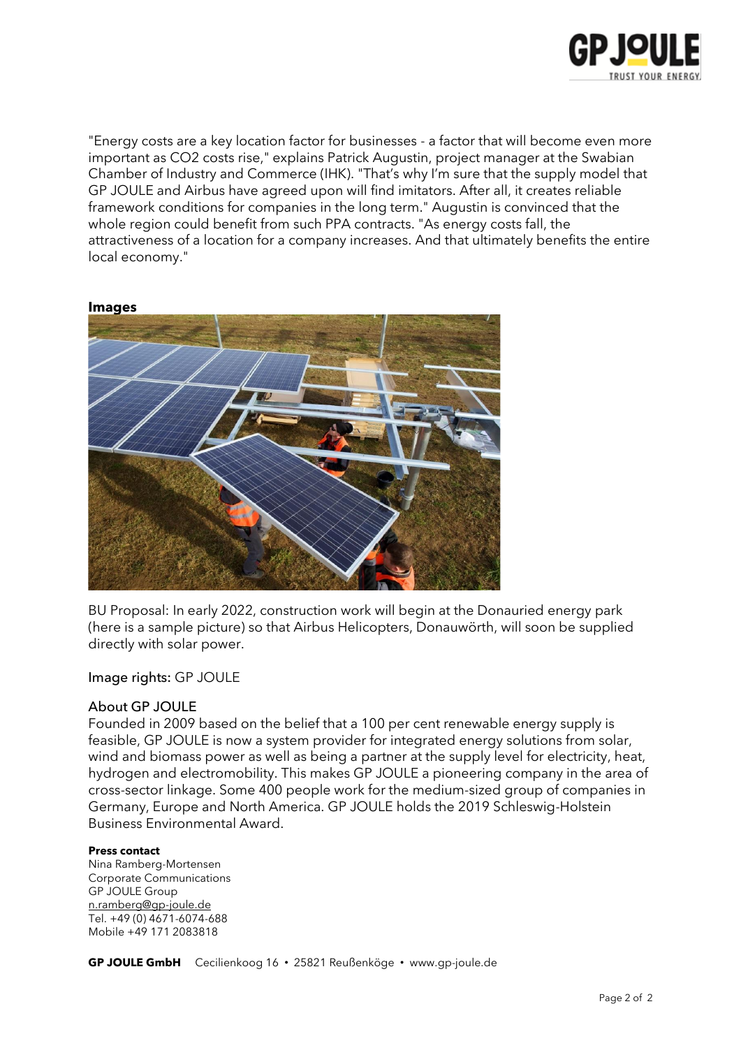"Energy costs are a key location factor for businesses - a factor that will become even more important as $CO_2$ costs rise," explains Patrick Augustin, project manager at the Swabian Chamber of Industry and Commerce (IHK). "That's why I'm sure that the supply model that GP JOULE and Airbus have agreed upon will find imitators. After all, it creates reliable framework conditions for companies in the long term." Augustin is convinced that the whole region could benefit from such PPA contracts. "As energy costs fall, the attractiveness of a location for a company increases. And that ultimately benefits the entire local economy."

**Images**

BU Proposal: In early 2022, construction work will begin at the Donauried energy park (here is a sample picture) so that Airbus Helicopters, Donauwörth, will soon be supplied directly with solar power.

Image rights: GP JOULE

About GP JOULE

Founded in 2009 based on the belief that a 100 per cent renewable energy supply is feasible, GP JOULE is now a system provider for integrated energy solutions from solar, wind and biomass power as well as being a partner at the supply level for electricity, heat, hydrogen and electromobility. This makes GP JOULE a pioneering company in the area of cross-sector linkage. Some 400 people work for the medium-sized group of companies in Germany, Europe and North America. GP JOULE holds the 2019 Schleswig-Holstein Business Environmental Award.

**Press contact**
Nina Ramberg-Mortensen
Corporate Communications
GP JOULE Group
n.ramberg@gp-joule.de
Tel. +49 (0) 4671-6074-688
Mobile +49 171 2083818

**GP JOULE GmbH** Cecilienkoog 16 • 25821 Reußenköge • www.gp-joule.de